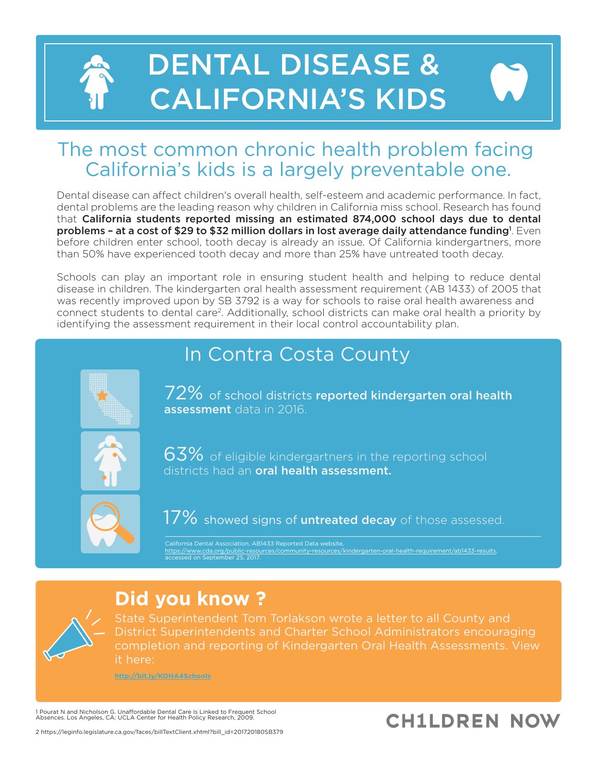# DENTAL DISEASE & CALIFORNIA'S KIDS

## The most common chronic health problem facing California's kids is a largely preventable one.

Dental disease can affect children's overall health, self-esteem and academic performance. In fact, dental problems are the leading reason why children in California miss school. Research has found that **California students reported missing an estimated 874,000 school days due to dental problems – at a cost of $29 to $32 million dollars in lost average daily attendance funding**[1]. Even before children enter school, tooth decay is already an issue. Of California kindergartners, more than 50% have experienced tooth decay and more than 25% have untreated tooth decay.

Schools can play an important role in ensuring student health and helping to reduce dental disease in children. The kindergarten oral health assessment requirement (AB 1433) of 2005 that was recently improved upon by SB 3792 is a way for schools to raise oral health awareness and connect students to dental care[2]. Additionally, school districts can make oral health a priority by identifying the assessment requirement in their local control accountability plan.

## In Contra Costa County

72% of school districts **reported kindergarten oral health assessment** data in 2016.

63% of eligible kindergartners in the reporting school districts had an **oral health assessment.**

17% showed signs of **untreated decay** of those assessed.

California Dental Association, AB1433 Reported Data website, https://www.cda.org/public-resources/community-resources/kindergarten-oral-health-requirement/ab1433-results, accessed on September 25, 2017.

## Did you know ?

State Superintendent Tom Torlakson wrote a letter to all County and District Superintendents and Charter School Administrators encouraging completion and reporting of Kindergarten Oral Health Assessments. View it here:

http://bit.ly/KOHA4Schools

1 Pourat N and Nicholson G. Unaffordable Dental Care Is Linked to Frequent School Absences. Los Angeles, CA: UCLA Center for Health Policy Research, 2009.

2 https://leginfo.legislature.ca.gov/faces/billTextClient.xhtml?bill_id=201720180SB379

CH1LDREN NOW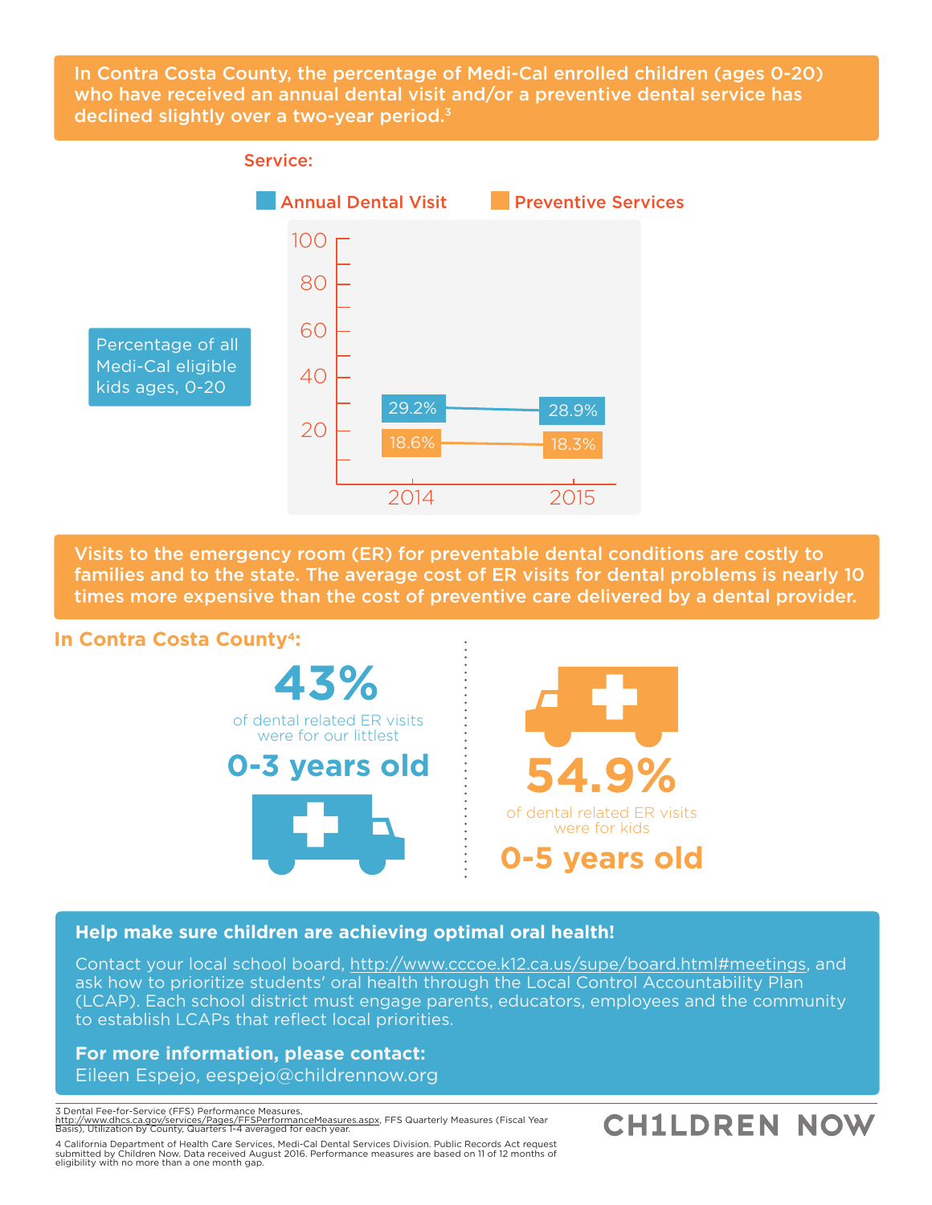**In Contra Costa County, the percentage of Medi-Cal enrolled children (ages 0-20) who have received an annual dental visit and/or a preventive dental service has declined slightly over a two-year period.**[3]

Service:

Annual Dental Visit

Preventive Services

Percentage of all Medi-Cal eligible kids ages, 0-20

100

80

60

40

20

29.2%

28.9%

18.6%

18.3%

2014

2015

**Visits to the emergency room (ER) for preventable dental conditions are costly to families and to the state. The average cost of ER visits for dental problems is nearly 10 times more expensive than the cost of preventive care delivered by a dental provider.**

## In Contra Costa County[4]:

**43%**

of dental related ER visits were for our littlest

**0-3 years old**

**54.9%**

of dental related ER visits were for kids

**0-5 years old**

### Help make sure children are achieving optimal oral health!

Contact your local school board, http://www.cccoe.k12.ca.us/supe/board.html#meetings, and ask how to prioritize students' oral health through the Local Control Accountability Plan (LCAP). Each school district must engage parents, educators, employees and the community to establish LCAPs that reflect local priorities.

**For more information, please contact:**
Eileen Espejo, eespejo@childrennow.org

3 Dental Fee-for-Service (FFS) Performance Measures, http://www.dhcs.ca.gov/services/Pages/FFSPerformanceMeasures.aspx, FFS Quarterly Measures (Fiscal Year Basis), Utilization by County, Quarters 1-4 averaged for each year.

4 California Department of Health Care Services, Medi-Cal Dental Services Division. Public Records Act request submitted by Children Now. Data received August 2016. Performance measures are based on 11 of 12 months of eligibility with no more than a one month gap.

CH1LDREN NOW